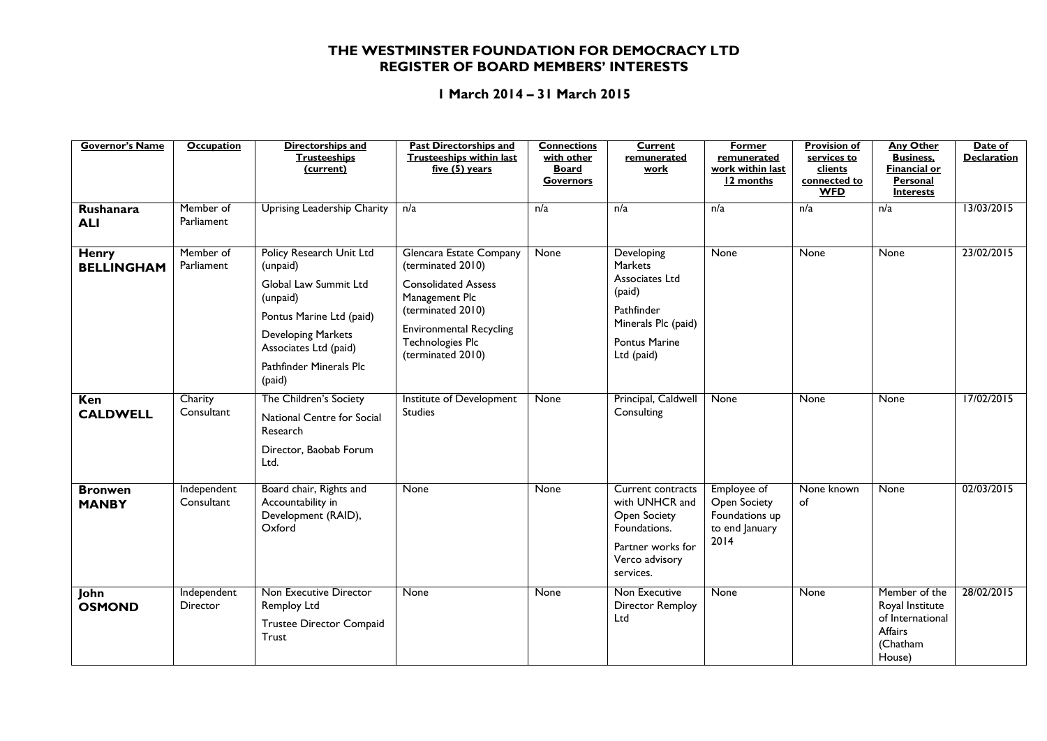# THE WESTMINSTER FOUNDATION FOR DEMOCRACY LTD
# REGISTER OF BOARD MEMBERS' INTERESTS

## 1 March 2014 – 31 March 2015

| Governor's Name | Occupation | Directorships and Trusteeships (current) | Past Directorships and Trusteeships within last five (5) years | Connections with other Board Governors | Current remunerated work | Former remunerated work within last 12 months | Provision of services to clients connected to WFD | Any Other Business, Financial or Personal Interests | Date of Declaration |
|---|---|---|---|---|---|---|---|---|---|
| **Rushanara ALI** | Member of Parliament | Uprising Leadership Charity | n/a | n/a | n/a | n/a | n/a | n/a | 13/03/2015 |
| **Henry BELLINGHAM** | Member of Parliament | Policy Research Unit Ltd (unpaid)<br>Global Law Summit Ltd (unpaid)<br>Pontus Marine Ltd (paid)<br>Developing Markets Associates Ltd (paid)<br>Pathfinder Minerals Plc (paid) | Glencara Estate Company (terminated 2010)<br>Consolidated Assess Management Plc (terminated 2010)<br>Environmental Recycling Technologies Plc (terminated 2010) | None | Developing Markets Associates Ltd (paid)<br>Pathfinder Minerals Plc (paid)<br>Pontus Marine Ltd (paid) | None | None | None | 23/02/2015 |
| **Ken CALDWELL** | Charity Consultant | The Children's Society<br>National Centre for Social Research<br>Director, Baobab Forum Ltd. | Institute of Development Studies | None | Principal, Caldwell Consulting | None | None | None | 17/02/2015 |
| **Bronwen MANBY** | Independent Consultant | Board chair, Rights and Accountability in Development (RAID), Oxford | None | None | Current contracts with UNHCR and Open Society Foundations.<br>Partner works for Verco advisory services. | Employee of Open Society Foundations up to end January 2014 | None known of | None | 02/03/2015 |
| **John OSMOND** | Independent Director | Non Executive Director Remploy Ltd<br>Trustee Director Compaid Trust | None | None | Non Executive Director Remploy Ltd | None | None | Member of the Royal Institute of International Affairs (Chatham House) | 28/02/2015 |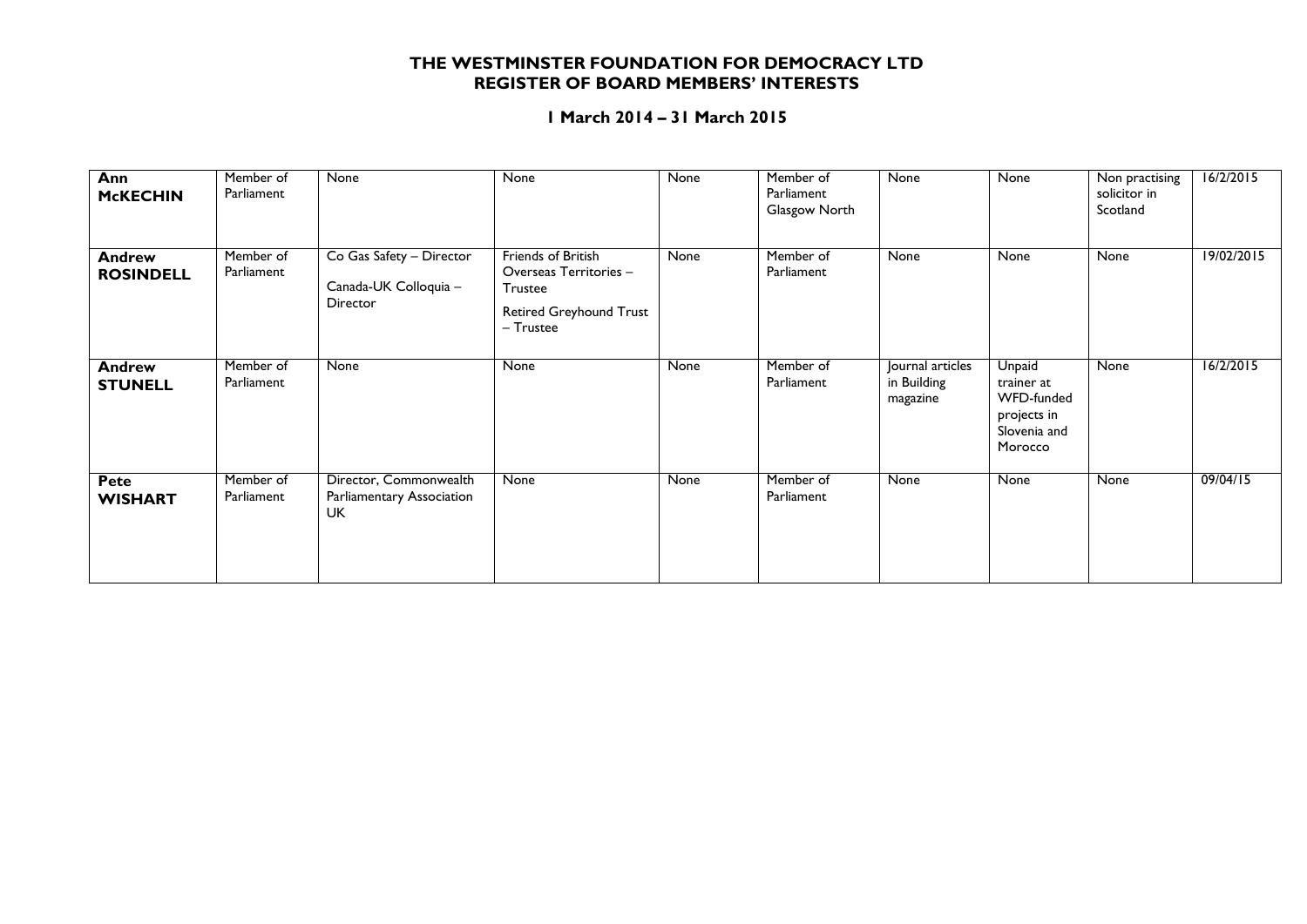# THE WESTMINSTER FOUNDATION FOR DEMOCRACY LTD
## REGISTER OF BOARD MEMBERS' INTERESTS

### 1 March 2014 – 31 March 2015

| | | | | | | | | | |
|---|---|---|---|---|---|---|---|---|---|
| **Ann McKECHIN** | Member of Parliament | None | None | None | Member of Parliament Glasgow North | None | None | Non practising solicitor in Scotland | 16/2/2015 |
| **Andrew ROSINDELL** | Member of Parliament | Co Gas Safety – Director<br>Canada-UK Colloquia – Director | Friends of British Overseas Territories – Trustee<br>Retired Greyhound Trust – Trustee | None | Member of Parliament | None | None | None | 19/02/2015 |
| **Andrew STUNELL** | Member of Parliament | None | None | None | Member of Parliament | Journal articles in Building magazine | Unpaid trainer at WFD-funded projects in Slovenia and Morocco | None | 16/2/2015 |
| **Pete WISHART** | Member of Parliament | Director, Commonwealth Parliamentary Association UK | None | None | Member of Parliament | None | None | None | 09/04/15 |